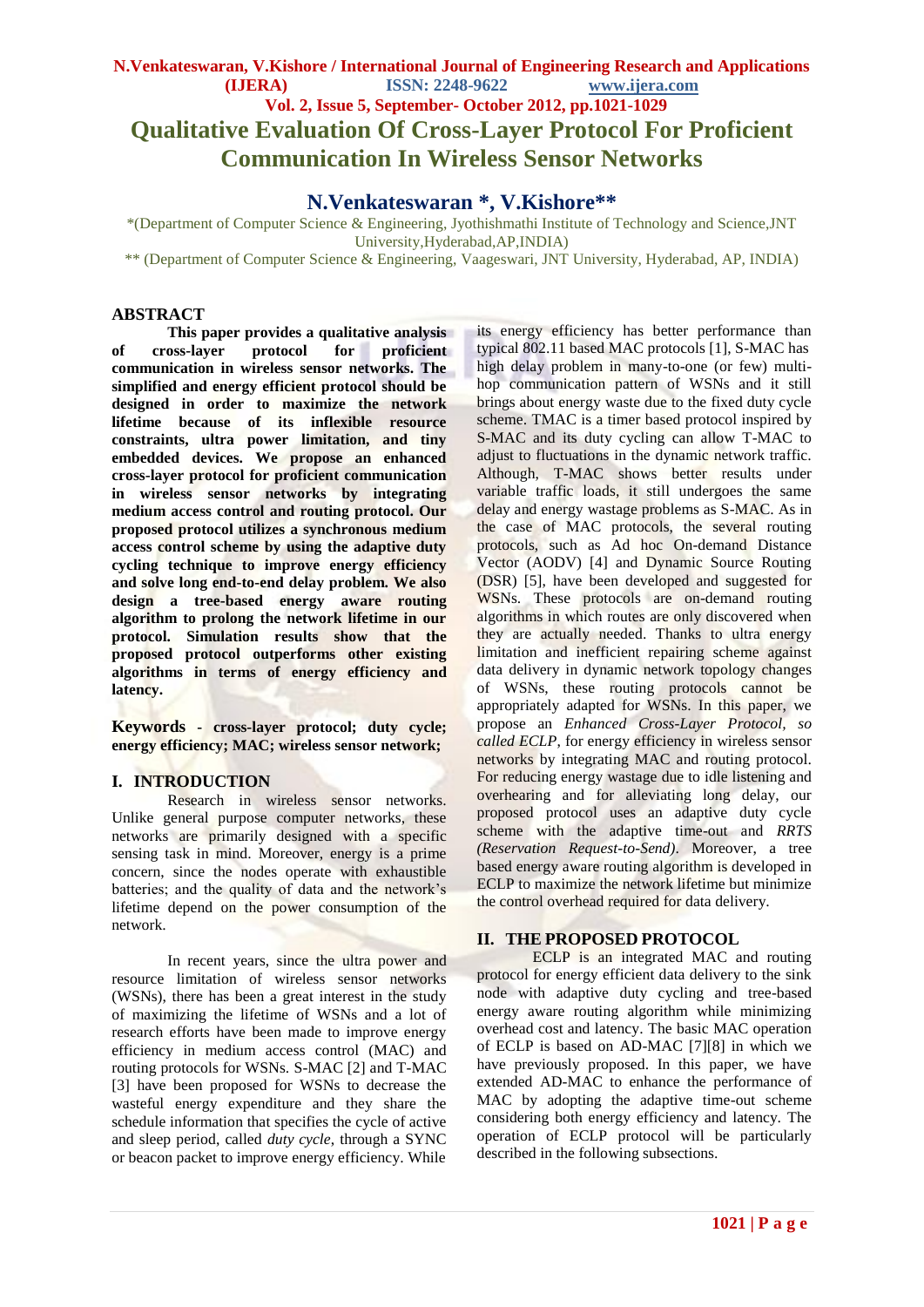# Qualitative Evaluation Of Cross-Layer Protocol For Proficient Communication In Wireless Sensor Networks

## N.Venkateswaran *, V.Kishore**

*(Department of Computer Science & Engineering, Jyothishmathi Institute of Technology and Science,JNT University,Hyderabad,AP,INDIA)

** (Department of Computer Science & Engineering, Vaageswari, JNT University, Hyderabad, AP, INDIA)

## ABSTRACT

**This paper provides a qualitative analysis of cross-layer protocol for proficient communication in wireless sensor networks. The simplified and energy efficient protocol should be designed in order to maximize the network lifetime because of its inflexible resource constraints, ultra power limitation, and tiny embedded devices. We propose an enhanced cross-layer protocol for proficient communication in wireless sensor networks by integrating medium access control and routing protocol. Our proposed protocol utilizes a synchronous medium access control scheme by using the adaptive duty cycling technique to improve energy efficiency and solve long end-to-end delay problem. We also design a tree-based energy aware routing algorithm to prolong the network lifetime in our protocol. Simulation results show that the proposed protocol outperforms other existing algorithms in terms of energy efficiency and latency.**

**Keywords - cross-layer protocol; duty cycle; energy efficiency; MAC; wireless sensor network;**

## I. INTRODUCTION

Research in wireless sensor networks. Unlike general purpose computer networks, these networks are primarily designed with a specific sensing task in mind. Moreover, energy is a prime concern, since the nodes operate with exhaustible batteries; and the quality of data and the network's lifetime depend on the power consumption of the network.

In recent years, since the ultra power and resource limitation of wireless sensor networks (WSNs), there has been a great interest in the study of maximizing the lifetime of WSNs and a lot of research efforts have been made to improve energy efficiency in medium access control (MAC) and routing protocols for WSNs. S-MAC [2] and T-MAC [3] have been proposed for WSNs to decrease the wasteful energy expenditure and they share the schedule information that specifies the cycle of active and sleep period, called *duty cycle*, through a SYNC or beacon packet to improve energy efficiency. While its energy efficiency has better performance than typical 802.11 based MAC protocols [1], S-MAC has high delay problem in many-to-one (or few) multi-hop communication pattern of WSNs and it still brings about energy waste due to the fixed duty cycle scheme. TMAC is a timer based protocol inspired by S-MAC and its duty cycling can allow T-MAC to adjust to fluctuations in the dynamic network traffic. Although, T-MAC shows better results under variable traffic loads, it still undergoes the same delay and energy wastage problems as S-MAC. As in the case of MAC protocols, the several routing protocols, such as Ad hoc On-demand Distance Vector (AODV) [4] and Dynamic Source Routing (DSR) [5], have been developed and suggested for WSNs. These protocols are on-demand routing algorithms in which routes are only discovered when they are actually needed. Thanks to ultra energy limitation and inefficient repairing scheme against data delivery in dynamic network topology changes of WSNs, these routing protocols cannot be appropriately adapted for WSNs. In this paper, we propose an *Enhanced Cross-Layer Protocol, so called ECLP*, for energy efficiency in wireless sensor networks by integrating MAC and routing protocol. For reducing energy wastage due to idle listening and overhearing and for alleviating long delay, our proposed protocol uses an adaptive duty cycle scheme with the adaptive time-out and *RRTS (Reservation Request-to-Send)*. Moreover, a tree based energy aware routing algorithm is developed in ECLP to maximize the network lifetime but minimize the control overhead required for data delivery.

## II. THE PROPOSED PROTOCOL

ECLP is an integrated MAC and routing protocol for energy efficient data delivery to the sink node with adaptive duty cycling and tree-based energy aware routing algorithm while minimizing overhead cost and latency. The basic MAC operation of ECLP is based on AD-MAC [7][8] in which we have previously proposed. In this paper, we have extended AD-MAC to enhance the performance of MAC by adopting the adaptive time-out scheme considering both energy efficiency and latency. The operation of ECLP protocol will be particularly described in the following subsections.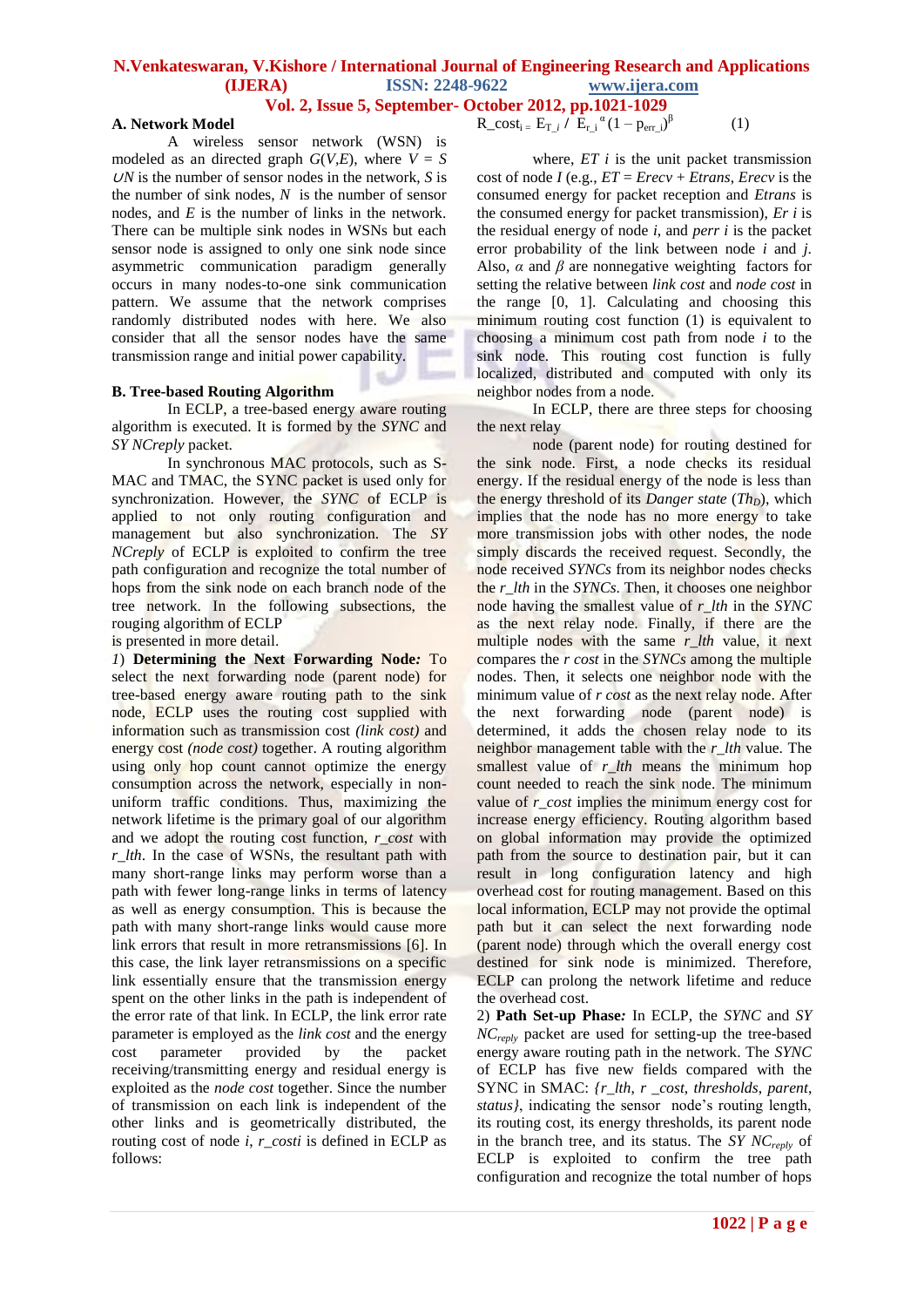### A. Network Model

A wireless sensor network (WSN) is modeled as an directed graph $G(V,E)$, where $V = S \cup N$ is the number of sensor nodes in the network, $S$ is the number of sink nodes, $N$ is the number of sensor nodes, and $E$ is the number of links in the network. There can be multiple sink nodes in WSNs but each sensor node is assigned to only one sink node since asymmetric communication paradigm generally occurs in many nodes-to-one sink communication pattern. We assume that the network comprises randomly distributed nodes with here. We also consider that all the sensor nodes have the same transmission range and initial power capability.

### B. Tree-based Routing Algorithm

In ECLP, a tree-based energy aware routing algorithm is executed. It is formed by the *SYNC* and *SY NCreply* packet.

In synchronous MAC protocols, such as S-MAC and TMAC, the SYNC packet is used only for synchronization. However, the *SYNC* of ECLP is applied to not only routing configuration and management but also synchronization. The *SY NCreply* of ECLP is exploited to confirm the tree path configuration and recognize the total number of hops from the sink node on each branch node of the tree network. In the following subsections, the rouging algorithm of ECLP
is presented in more detail.

*1*) **Determining the Next Forwarding Node*:*** To select the next forwarding node (parent node) for tree-based energy aware routing path to the sink node, ECLP uses the routing cost configuration with information such as transmission cost *(link cost)* and energy cost *(node cost)* together. A routing algorithm using only hop count cannot optimize the energy consumption across the network, especially in non-uniform traffic conditions. Thus, maximizing the network lifetime is the primary goal of our algorithm and we adopt the routing cost function, *r_cost* with *r_lth*. In the case of WSNs, the resultant path with many short-range links may perform worse than a path with fewer long-range links in terms of latency as well as energy consumption. This is because the path with many short-range links would cause more link errors that result in more retransmissions [6]. In this case, the link layer retransmissions on a specific link essentially ensure that the transmission energy spent on the other links in the path is independent of the error rate of that link. In ECLP, the link error rate parameter is employed as the *link cost* and the energy cost parameter provided by the packet receiving/transmitting energy and residual energy is exploited as the *node cost* together. Since the number of transmission on each link is independent of the other links and is geometrically distributed, the routing cost of node *i*, $r\_cost_i$ is defined in ECLP as follows:

$$R\_cost_i = E_{T\_i} \,/\, E_{r\_i}{}^{\alpha}\,(1 - p_{err\_i})^{\beta} \qquad (1)$$

where, *ET i* is the unit packet transmission cost of node *I* (e.g., *ET = Erecv + Etrans*, *Erecv* is the consumed energy for packet reception and *Etrans* is the consumed energy for packet transmission), *Er i* is the residual energy of node *i*, and *perr i* is the packet error probability of the link between node *i* and *j*. Also, $\alpha$ and $\beta$ are nonnegative weighting factors for setting the relative between *link cost* and *node cost* in the range [0, 1]. Calculating and choosing this minimum routing cost function (1) is equivalent to choosing a minimum cost path from node *i* to the sink node. This routing cost function is fully localized, distributed and computed with only its neighbor nodes from a node.

In ECLP, there are three steps for choosing the next relay

node (parent node) for routing destined for the sink node. First, a node checks its residual energy. If the residual energy of the node is less than the energy threshold of its *Danger state* ($Th_D$), which implies that the node has no more energy to take more transmission jobs with other nodes, the node simply discards the received request. Secondly, the node received *SYNCs* from its neighbor nodes checks the *r_lth* in the *SYNCs*. Then, it chooses one neighbor node having the smallest value of *r_lth* in the *SYNC* as the next relay node. Finally, if there are the multiple nodes with the same *r_lth* value, it next compares the *r cost* in the *SYNCs* among the multiple nodes. Then, it selects one neighbor node with the minimum value of *r cost* as the next relay node. After the next forwarding node (parent node) is determined, it adds the chosen relay node to its neighbor management table with the *r_lth* value. The smallest value of *r_lth* means the minimum hop count needed to reach the sink node. The minimum value of *r_cost* implies the minimum energy cost for increase energy efficiency. Routing algorithm based on global information may provide the optimized path from the source to destination pair, but it can result in long configuration latency and high overhead cost for routing management. Based on this local information, ECLP may not provide the optimal path but it can select the next forwarding node (parent node) through which the overall energy cost destined for sink node is minimized. Therefore, ECLP can prolong the network lifetime and reduce the overhead cost.

2) **Path Set-up Phase*:*** In ECLP, the *SYNC* and *SY* $NC_{reply}$ packet are used for setting-up the tree-based energy aware routing path in the network. The *SYNC* of ECLP has five new fields compared with the SYNC in SMAC: *{r_lth, r _cost, thresholds, parent, status}*, indicating the sensor node's routing length, its routing cost, its energy thresholds, its parent node in the branch tree, and its status. The *SY* $NC_{reply}$ of ECLP is exploited to confirm the tree path configuration and recognize the total number of hops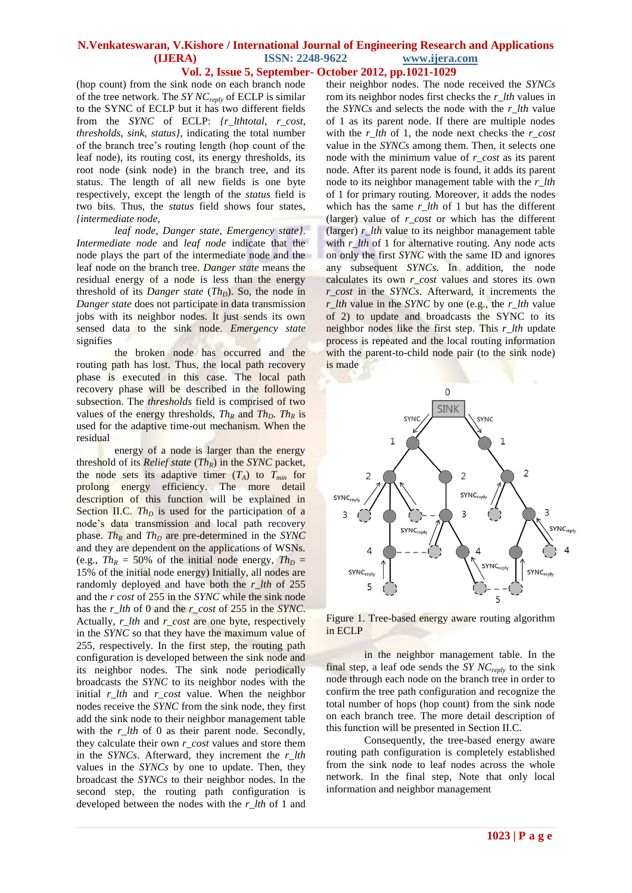(hop count) from the sink node on each branch node of the tree network. The *SY NC_reply* of ECLP is similar to the SYNC of ECLP but it has two different fields from the *SYNC* of ECLP: *{r_lthtotal, r_cost, thresholds, sink, status}*, indicating the total number of the branch tree's routing length (hop count of the leaf node), its routing cost, its energy thresholds, its root node (sink node) in the branch tree, and its status. The length of all new fields is one byte respectively, except the length of the *status* field is two bits. Thus, the *status* field shows four states, *{intermediate node, leaf node, Danger state, Emergency state}*. *Intermediate node* and *leaf node* indicate that the node plays the part of the intermediate node and the leaf node on the branch tree. *Danger state* means the residual energy of a node is less than the energy threshold of its *Danger state* ($Th_D$). So, the node in *Danger state* does not participate in data transmission jobs with its neighbor nodes. It just sends its own sensed data to the sink node. *Emergency state* signifies the broken node has occurred and the routing path has lost. Thus, the local path recovery phase is executed in this case. The local path recovery phase will be described in the following subsection. The *thresholds* field is comprised of two values of the energy thresholds, $Th_R$ and $Th_D$. $Th_R$ is used for the adaptive time-out mechanism. When the residual energy of a node is larger than the energy threshold of its *Relief state* ($Th_R$) in the *SYNC* packet, the node sets its adaptive timer ($T_A$) to $T_{min}$ for prolong energy efficiency. The more detail description of this function will be explained in Section II.C. $Th_D$ is used for the participation of a node's data transmission and local path recovery phase. $Th_R$ and $Th_D$ are pre-determined in the *SYNC* and they are dependent on the applications of WSNs. (e.g., $Th_R$ = 50% of the initial node energy, $Th_D$ = 15% of the initial node energy) Initially, all nodes are randomly deployed and have both the *r_lth* of 255 and the *r cost* of 255 in the *SYNC* while the sink node has the *r_lth* of 0 and the *r_cost* of 255 in the *SYNC*. Actually, *r_lth* and *r_cost* are one byte, respectively in the *SYNC* so that they have the maximum value of 255, respectively. In the first step, the routing path configuration is developed between the sink node and its neighbor nodes. The sink node periodically broadcasts the *SYNC* to its neighbor nodes with the initial *r_lth* and *r_cost* value. When the neighbor nodes receive the *SYNC* from the sink node, they first add the sink node to their neighbor management table with the *r_lth* of 0 as their parent node. Secondly, they calculate their own *r_cost* values and store them in the *SYNCs*. Afterward, they increment the *r_lth* values in the *SYNCs* by one to update. Then, they broadcast the *SYNCs* to their neighbor nodes. In the second step, the routing path configuration is developed between the nodes with the *r_lth* of 1 and their neighbor nodes. The node received the *SYNCs* rom its neighbor nodes first checks the *r_lth* values in the *SYNCs* and selects the node with the *r_lth* value of 1 as its parent node. If there are multiple nodes with the *r_lth* of 1, the node next checks the *r_cost* value in the *SYNCs* among them. Then, it selects one node with the minimum value of *r_cost* as its parent node. After its parent node is found, it adds its parent node to its neighbor management table with the *r_lth* of 1 for primary routing. Moreover, it adds the nodes which has the same *r_lth* of 1 but has the different (larger) value of *r_cost* or which has the different (larger) *r_lth* value to its neighbor management table with *r_lth* of 1 for alternative routing. Any node acts on only the first *SYNC* with the same ID and ignores any subsequent *SYNCs*. In addition, the node calculates its own *r_cost* values and stores its own *r_cost* in the *SYNCs*. Afterward, it increments the *r_lth* value in the *SYNC* by one (e.g., the *r_lth* value of 2) to update and broadcasts the SYNC to its neighbor nodes like the first step. This *r_lth* update process is repeated and the local routing information with the parent-to-child node pair (to the sink node) is made in the neighbor management table. In the final step, a leaf ode sends the *SY NC_reply* to the sink node through each node on the branch tree in order to confirm the tree path configuration and recognize the total number of hops (hop count) from the sink node on each branch tree. The more detail description of this function will be presented in Section II.C.

Figure 1. Tree-based energy aware routing algorithm in ECLP

Consequently, the tree-based energy aware routing path configuration is completely established from the sink node to leaf nodes across the whole network. In the final step, Note that only local information and neighbor management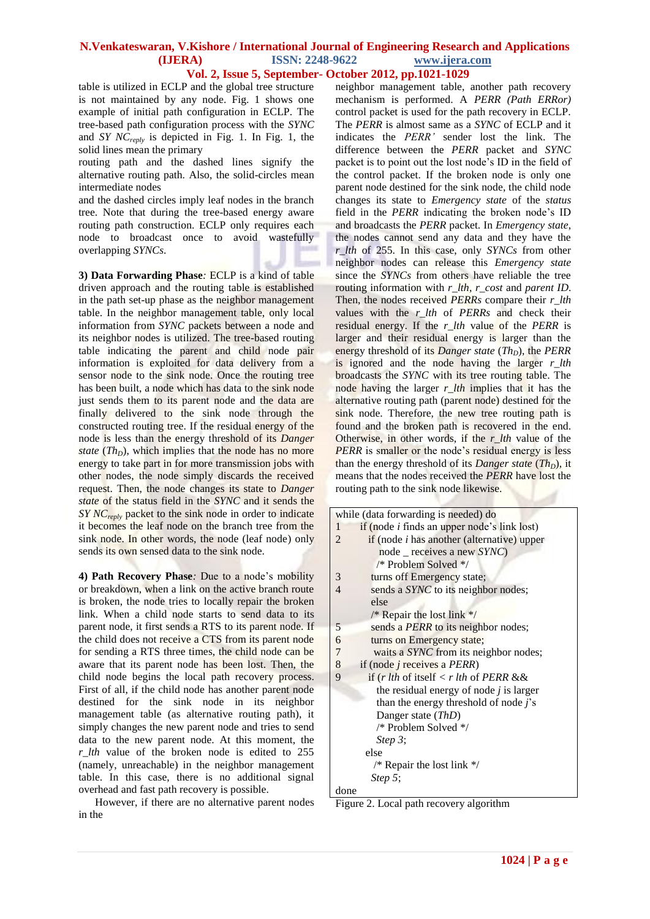table is utilized in ECLP and the global tree structure is not maintained by any node. Fig. 1 shows one example of initial path configuration in ECLP. The tree-based path configuration process with the *SYNC* and *SY NC*$_{reply}$ is depicted in Fig. 1. In Fig. 1, the solid lines mean the primary routing path and the dashed lines signify the alternative routing path. Also, the solid-circles mean intermediate nodes and the dashed circles imply leaf nodes in the branch tree. Note that during the tree-based energy aware routing path construction. ECLP only requires each node to broadcast once to avoid wastefully overlapping *SYNCs*.

**3) Data Forwarding Phase***:* ECLP is a kind of table driven approach and the routing table is established in the path set-up phase as the neighbor management table. In the neighbor management table, only local information from *SYNC* packets between a node and its neighbor nodes is utilized. The tree-based routing table indicating the parent and child node pair information is exploited for data delivery from a sensor node to the sink node. Once the routing tree has been built, a node which has data to the sink node just sends them to its parent node and the data are finally delivered to the sink node through the constructed routing tree. If the residual energy of the node is less than the energy threshold of its *Danger state* ($Th_D$), which implies that the node has no more energy to take part in for more transmission jobs with other nodes, the node simply discards the received request. Then, the node changes its state to *Danger state* of the status field in the *SYNC* and it sends the *SY NC*$_{reply}$ packet to the sink node in order to indicate it becomes the leaf node on the branch tree from the sink node. In other words, the node (leaf node) only sends its own sensed data to the sink node.

**4) Path Recovery Phase***:* Due to a node's mobility or breakdown, when a link on the active branch route is broken, the node tries to locally repair the broken link. When a child node starts to send data to its parent node, it first sends a RTS to its parent node. If the child node does not receive a CTS from its parent node for sending a RTS three times, the child node can be aware that its parent node has been lost. Then, the child node begins the local path recovery process. First of all, if the child node has another parent node destined for the sink node in its neighbor management table (as alternative routing path), it simply changes the new parent node and tries to send data to the new parent node. At this moment, the *r_lth* value of the broken node is edited to 255 (namely, unreachable) in the neighbor management table. In this case, there is no additional signal overhead and fast path recovery is possible.

However, if there are no alternative parent nodes in the neighbor management table, another path recovery mechanism is performed. A *PERR (Path ERRor)* control packet is used for the path recovery in ECLP. The *PERR* is almost same as a *SYNC* of ECLP and it indicates the *PERR'* sender lost the link. The difference between the *PERR* packet and *SYNC* packet is to point out the lost node's ID in the field of the control packet. If the broken node is only one parent node destined for the sink node, the child node changes its state to *Emergency state* of the *status* field in the *PERR* indicating the broken node's ID and broadcasts the *PERR* packet. In *Emergency state*, the nodes cannot send any data and they have the *r_lth* of 255. In this case, only *SYNCs* from other neighbor nodes can release this *Emergency state* since the *SYNCs* from others have reliable the tree routing information with *r_lth*, *r_cost* and *parent ID*. Then, the nodes received *PERRs* compare their *r_lth* values with the *r_lth* of *PERRs* and check their residual energy. If the *r_lth* value of the *PERR* is larger and their residual energy is larger than the energy threshold of its *Danger state* ($Th_D$), the *PERR* is ignored and the node having the larger *r_lth* broadcasts the *SYNC* with its tree routing table. The node having the larger *r_lth* implies that it has the alternative routing path (parent node) destined for the sink node. Therefore, the new tree routing path is found and the broken path is recovered in the end. Otherwise, in other words, if the *r_lth* value of the *PERR* is smaller or the node's residual energy is less than the energy threshold of its *Danger state* ($Th_D$), it means that the nodes received the *PERR* have lost the routing path to the sink node likewise.

```
while (data forwarding is needed) do
1      if (node i finds an upper node's link lost)
2         if (node i has another (alternative) upper
             node _ receives a new SYNC)
            /* Problem Solved */
3          turns off Emergency state;
4          sends a SYNC to its neighbor nodes;
           else
           /* Repair the lost link */
5          sends a PERR to its neighbor nodes;
6          turns on Emergency state;
7           waits a SYNC from its neighbor nodes;
8      if (node j receives a PERR)
9         if (r lth of itself < r lth of PERR &&
            the residual energy of node j is larger
            than the energy threshold of node j's
            Danger state (ThD)
            /* Problem Solved */
            Step 3;
        else
          /* Repair the lost link */
          Step 5;
done
```

Figure 2. Local path recovery algorithm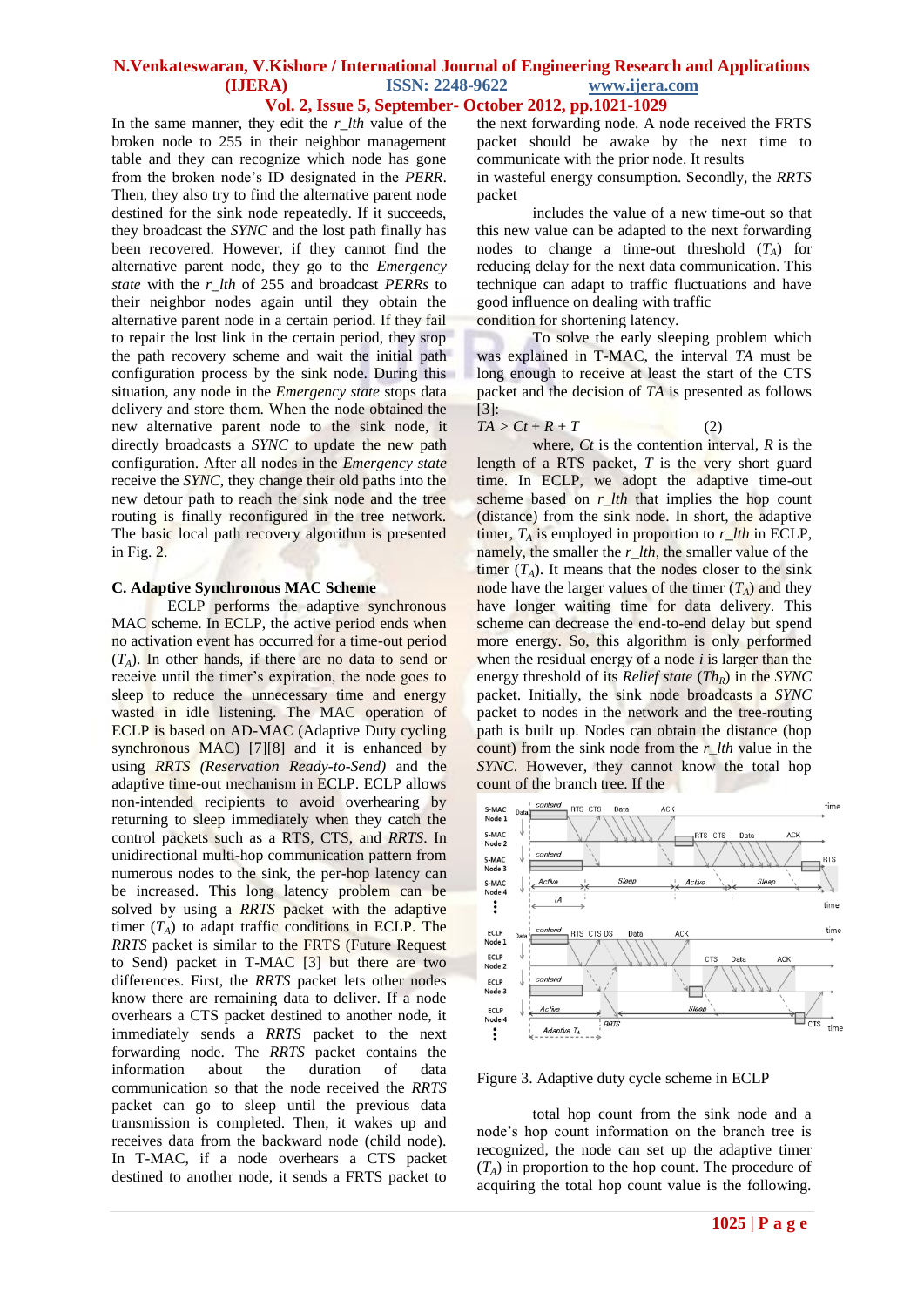In the same manner, they edit the *r_lth* value of the broken node to 255 in their neighbor management table and they can recognize which node has gone from the broken node's ID designated in the *PERR*. Then, they also try to find the alternative parent node destined for the sink node repeatedly. If it succeeds, they broadcast the *SYNC* and the lost path finally has been recovered. However, if they cannot find the alternative parent node, they go to the *Emergency state* with the *r_lth* of 255 and broadcast *PERRs* to their neighbor nodes again until they obtain the alternative parent node in a certain period. If they fail to repair the lost link in the certain period, they stop the path recovery scheme and wait the initial path configuration process by the sink node. During this situation, any node in the *Emergency state* stops data delivery and store them. When the node obtained the new alternative parent node to the sink node, it directly broadcasts a *SYNC* to update the new path configuration. After all nodes in the *Emergency state* receive the *SYNC*, they change their old paths into the new detour path to reach the sink node and the tree routing is finally reconfigured in the tree network. The basic local path recovery algorithm is presented in Fig. 2.

### C. Adaptive Synchronous MAC Scheme

ECLP performs the adaptive synchronous MAC scheme. In ECLP, the active period ends when no activation event has occurred for a time-out period ($T_A$). In other hands, if there are no data to send or receive until the timer's expiration, the node goes to sleep to reduce the unnecessary time and energy wasted in idle listening. The MAC operation of ECLP is based on AD-MAC (Adaptive Duty cycling synchronous MAC) [7][8] and it is enhanced by using *RRTS (Reservation Ready-to-Send)* and the adaptive time-out mechanism in ECLP. ECLP allows non-intended recipients to avoid overhearing by returning to sleep immediately when they catch the control packets such as a RTS, CTS, and *RRTS*. In unidirectional multi-hop communication pattern from numerous nodes to the sink, the per-hop latency can be increased. This long latency problem can be solved by using a *RRTS* packet with the adaptive timer ($T_A$) to adapt traffic conditions in ECLP. The *RRTS* packet is similar to the FRTS (Future Request to Send) packet in T-MAC [3] but there are two differences. First, the *RRTS* packet lets other nodes know there are remaining data to deliver. If a node overhears a CTS packet destined to another node, it immediately sends a *RRTS* packet to the next forwarding node. The *RRTS* packet contains the information about the duration of data communication so that the node received the *RRTS* packet can go to sleep until the previous data transmission is completed. Then, it wakes up and receives data from the backward node (child node). In T-MAC, if a node overhears a CTS packet destined to another node, it sends a FRTS packet to the next forwarding node. A node received the FRTS packet should be awake by the next time to communicate with the prior node. It results in wasteful energy consumption. Secondly, the *RRTS* packet

includes the value of a new time-out so that this new value can be adapted to the next forwarding nodes to change a time-out threshold ($T_A$) for reducing delay for the next data communication. This technique can adapt to traffic fluctuations and have good influence on dealing with traffic condition for shortening latency.

To solve the early sleeping problem which was explained in T-MAC, the interval *TA* must be long enough to receive at least the start of the CTS packet and the decision of *TA* is presented as follows [3]:

$$TA > Ct + R + T \quad (2)$$

where, $Ct$ is the contention interval, $R$ is the length of a RTS packet, $T$ is the very short guard time. In ECLP, we adopt the adaptive time-out scheme based on *r_lth* that implies the hop count (distance) from the sink node. In short, the adaptive timer, $T_A$ is employed in proportion to *r_lth* in ECLP, namely, the smaller the *r_lth*, the smaller value of the timer ($T_A$). It means that the nodes closer to the sink node have the larger values of the timer ($T_A$) and they have longer waiting time for data delivery. This scheme can decrease the end-to-end delay but spend more energy. So, this algorithm is only performed when the residual energy of a node $i$ is larger than the energy threshold of its *Relief state* ($Th_R$) in the *SYNC* packet. Initially, the sink node broadcasts a *SYNC* packet to nodes in the network and the tree-routing path is built up. Nodes can obtain the distance (hop count) from the sink node from the *r_lth* value in the *SYNC*. However, they cannot know the total hop count of the branch tree. If the

Figure 3. Adaptive duty cycle scheme in ECLP

total hop count from the sink node and a node's hop count information on the branch tree is recognized, the node can set up the adaptive timer ($T_A$) in proportion to the hop count. The procedure of acquiring the total hop count value is the following.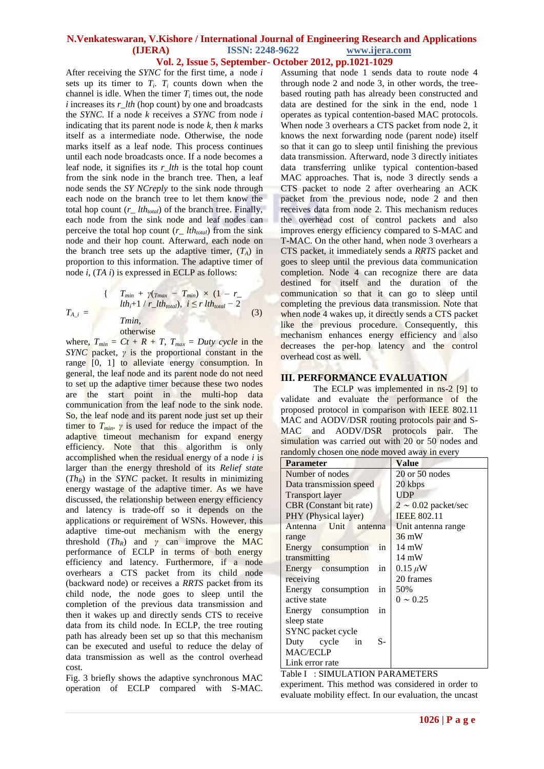After receiving the *SYNC* for the first time, a node $i$ sets up its timer to $T_i$. $T_i$ counts down when the channel is idle. When the timer $T_i$ times out, the node $i$ increases its $r\_lth$ (hop count) by one and broadcasts the *SYNC*. If a node $k$ receives a *SYNC* from node $i$ indicating that its parent node is node $k$, then $k$ marks itself as a intermediate node. Otherwise, the node marks itself as a leaf node. This process continues until each node broadcasts once. If a node becomes a leaf node, it signifies its $r\_lth$ is the total hop count from the sink node in the branch tree. Then, a leaf node sends the *SY NCreply* to the sink node through each node on the branch tree to let them know the total hop count ($r\_lth_{total}$) of the branch tree. Finally, each node from the sink node and leaf nodes can perceive the total hop count ($r\_lth_{total}$) from the sink node and their hop count. Afterward, each node on the branch tree sets up the adaptive timer, ($T_A$) in proportion to this information. The adaptive timer of node $i$, ($TA\ i$) is expressed in ECLP as follows:

$$T_{A\_i} = \begin{cases} T_{min} + \gamma(T_{max} - T_{min}) \times (1 - r\_lth_i{+}1 / r\_lth_{total}), & i \le r\ lth_{total} - 2 \\ Tmin, & \text{otherwise} \end{cases} \quad (3)$$

where, $T_{min} = Ct + R + T$, $T_{max} = Duty\ cycle$ in the *SYNC* packet, $\gamma$ is the proportional constant in the range [0, 1] to alleviate energy consumption. In general, the leaf node and its parent node do not need to set up the adaptive timer because these two nodes are the start point in the multi-hop data communication from the leaf node to the sink node. So, the leaf node and its parent node just set up their timer to $T_{min}$. $\gamma$ is used for reduce the impact of the adaptive timeout mechanism for expand energy efficiency. Note that this algorithm is only accomplished when the residual energy of a node $i$ is larger than the energy threshold of its *Relief state* ($Th_R$) in the *SYNC* packet. It results in minimizing energy wastage of the adaptive timer. As we have discussed, the relationship between energy efficiency and latency is trade-off so it depends on the applications or requirement of WSNs. However, this adaptive time-out mechanism with the energy threshold ($Th_R$) and $\gamma$ can improve the MAC performance of ECLP in terms of both energy efficiency and latency. Furthermore, if a node overhears a CTS packet from its child node (backward node) or receives a *RRTS* packet from its child node, the node goes to sleep until the completion of the previous data transmission and then it wakes up and directly sends CTS to receive data from its child node. In ECLP, the tree routing path has already been set up so that this mechanism can be executed and useful to reduce the delay of data transmission as well as the control overhead cost.

Fig. 3 briefly shows the adaptive synchronous MAC operation of ECLP compared with S-MAC. Assuming that node 1 sends data to route node 4 through node 2 and node 3, in other words, the tree-based routing path has already been constructed and data are destined for the sink in the end, node 1 operates as typical contention-based MAC protocols. When node 3 overhears a CTS packet from node 2, it knows the next forwarding node (parent node) itself so that it can go to sleep until finishing the previous data transmission. Afterward, node 3 directly initiates data transferring unlike typical contention-based MAC approaches. That is, node 3 directly sends a CTS packet to node 2 after overhearing an ACK packet from the previous node, node 2 and then receives data from node 2. This mechanism reduces the overhead cost of control packets and also improves energy efficiency compared to S-MAC and T-MAC. On the other hand, when node 3 overhears a CTS packet, it immediately sends a *RRTS* packet and goes to sleep until the previous data communication completion. Node 4 can recognize there are data destined for itself and the duration of the communication so that it can go to sleep until completing the previous data transmission. Note that when node 4 wakes up, it directly sends a CTS packet like the previous procedure. Consequently, this mechanism enhances energy efficiency and also decreases the per-hop latency and the control overhead cost as well.

## III. PERFORMANCE EVALUATION

The ECLP was implemented in ns-2 [9] to validate and evaluate the performance of the proposed protocol in comparison with IEEE 802.11 MAC and AODV/DSR routing protocols pair and S-MAC and AODV/DSR protocols pair. The simulation was carried out with 20 or 50 nodes and randomly chosen one node moved away in every

| Parameter | Value |
|---|---|
| Number of nodes | 20 or 50 nodes |
| Data transmission speed | 20 kbps |
| Transport layer | UDP |
| CBR (Constant bit rate) | 2 ~ 0.02 packet/sec |
| PHY (Physical layer) | IEEE 802.11 |
| Antenna Unit antenna range | Unit antenna range |
| Energy consumption in transmitting | 36 mW |
| Energy consumption in receiving | 14 mW |
| Energy consumption in active state | 14 mW |
| Energy consumption in sleep state | 0.15 $\mu$W |
| SYNC packet cycle | 20 frames |
| Duty cycle in S-MAC/ECLP | 50% |
| Link error rate | 0 ~ 0.25 |

Table I : SIMULATION PARAMETERS

experiment. This method was considered in order to evaluate mobility effect. In our evaluation, the uncast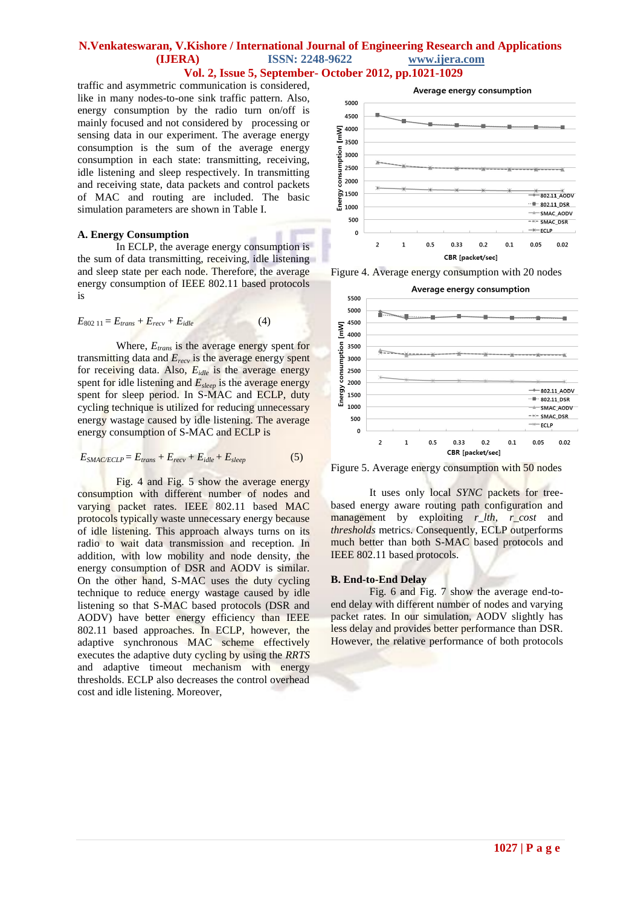traffic and asymmetric communication is considered, like in many nodes-to-one sink traffic pattern. Also, energy consumption by the radio turn on/off is mainly focused and not considered by processing or sensing data in our experiment. The average energy consumption is the sum of the average energy consumption in each state: transmitting, receiving, idle listening and sleep respectively. In transmitting and receiving state, data packets and control packets of MAC and routing are included. The basic simulation parameters are shown in Table I.

### A. Energy Consumption

In ECLP, the average energy consumption is the sum of data transmitting, receiving, idle listening and sleep state per each node. Therefore, the average energy consumption of IEEE 802.11 based protocols is

$$E_{802\ 11} = E_{trans} + E_{recv} + E_{idle} \qquad (4)$$

Where, $E_{trans}$ is the average energy spent for transmitting data and $E_{recv}$ is the average energy spent for receiving data. Also, $E_{idle}$ is the average energy spent for idle listening and $E_{sleep}$ is the average energy spent for sleep period. In S-MAC and ECLP, duty cycling technique is utilized for reducing unnecessary energy wastage caused by idle listening. The average energy consumption of S-MAC and ECLP is

$$E_{SMAC/ECLP} = E_{trans} + E_{recv} + E_{idle} + E_{sleep} \qquad (5)$$

Fig. 4 and Fig. 5 show the average energy consumption with different number of nodes and varying packet rates. IEEE 802.11 based MAC protocols typically waste unnecessary energy because of idle listening. This approach always turns on its radio to wait data transmission and reception. In addition, with low mobility and node density, the energy consumption of DSR and AODV is similar. On the other hand, S-MAC uses the duty cycling technique to reduce energy wastage caused by idle listening so that S-MAC based protocols (DSR and AODV) have better energy efficiency than IEEE 802.11 based approaches. In ECLP, however, the adaptive synchronous MAC scheme effectively executes the adaptive duty cycling by using the *RRTS* and adaptive timeout mechanism with energy thresholds. ECLP also decreases the control overhead cost and idle listening. Moreover,

Figure 4. Average energy consumption with 20 nodes

Figure 5. Average energy consumption with 50 nodes

It uses only local *SYNC* packets for tree-based energy aware routing path configuration and management by exploiting *r_lth*, *r_cost* and *thresholds* metrics. Consequently, ECLP outperforms much better than both S-MAC based protocols and IEEE 802.11 based protocols.

### B. End-to-End Delay

Fig. 6 and Fig. 7 show the average end-to-end delay with different number of nodes and varying packet rates. In our simulation, AODV slightly has less delay and provides better performance than DSR. However, the relative performance of both protocols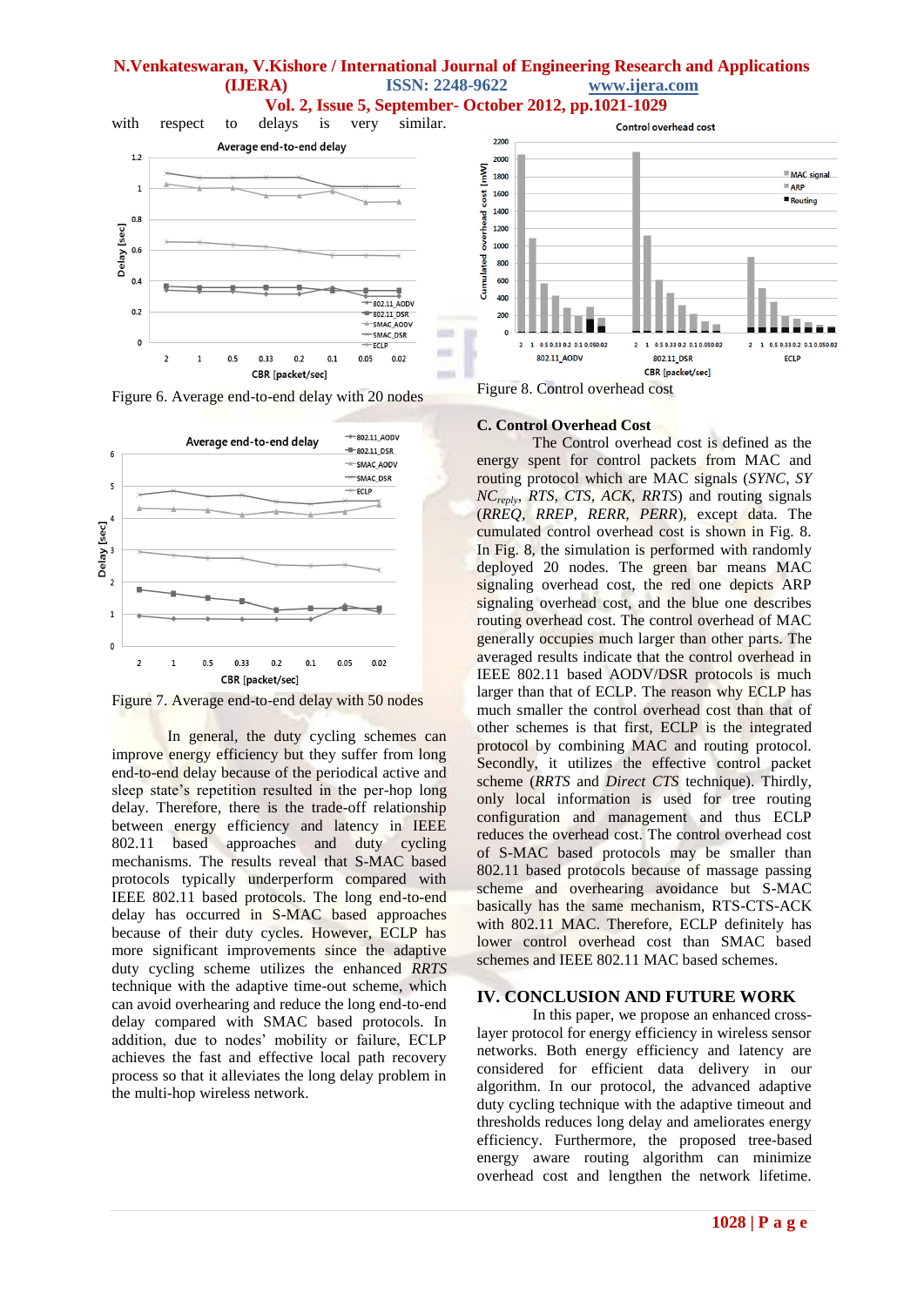with respect to delays is very similar.

Figure 6. Average end-to-end delay with 20 nodes

Figure 7. Average end-to-end delay with 50 nodes

In general, the duty cycling schemes can improve energy efficiency but they suffer from long end-to-end delay because of the periodical active and sleep state's repetition resulted in the per-hop long delay. Therefore, there is the trade-off relationship between energy efficiency and latency in IEEE 802.11 based approaches and duty cycling mechanisms. The results reveal that S-MAC based protocols typically underperform compared with IEEE 802.11 based protocols. The long end-to-end delay has occurred in S-MAC based approaches because of their duty cycles. However, ECLP has more significant improvements since the adaptive duty cycling scheme utilizes the enhanced *RRTS* technique with the adaptive time-out scheme, which can avoid overhearing and reduce the long end-to-end delay compared with SMAC based protocols. In addition, due to nodes' mobility or failure, ECLP achieves the fast and effective local path recovery process so that it alleviates the long delay problem in the multi-hop wireless network.

Figure 8. Control overhead cost

### C. Control Overhead Cost

The Control overhead cost is defined as the energy spent for control packets from MAC and routing protocol which are MAC signals (*SYNC*, *SY NC$_{reply}$*, *RTS*, *CTS*, *ACK*, *RRTS*) and routing signals (*RREQ*, *RREP*, *RERR*, *PERR*), except data. The cumulated control overhead cost is shown in Fig. 8. In Fig. 8, the simulation is performed with randomly deployed 20 nodes. The green bar means MAC signaling overhead cost, the red one depicts ARP signaling overhead cost, and the blue one describes routing overhead cost. The control overhead of MAC generally occupies much larger than other parts. The averaged results indicate that the control overhead in IEEE 802.11 based AODV/DSR protocols is much larger than that of ECLP. The reason why ECLP has much smaller the control overhead cost than that of other schemes is that first, ECLP is the integrated protocol by combining MAC and routing protocol. Secondly, it utilizes the effective control packet scheme (*RRTS* and *Direct CTS* technique). Thirdly, only local information is used for tree routing configuration and management and thus ECLP reduces the overhead cost. The control overhead cost of S-MAC based protocols may be smaller than 802.11 based protocols because of massage passing scheme and overhearing avoidance but S-MAC basically has the same mechanism, RTS-CTS-ACK with 802.11 MAC. Therefore, ECLP definitely has lower control overhead cost than SMAC based schemes and IEEE 802.11 MAC based schemes.

## IV. CONCLUSION AND FUTURE WORK

In this paper, we propose an enhanced cross-layer protocol for energy efficiency in wireless sensor networks. Both energy efficiency and latency are considered for efficient data delivery in our algorithm. In our protocol, the advanced adaptive duty cycling technique with the adaptive timeout and thresholds reduces long delay and ameliorates energy efficiency. Furthermore, the proposed tree-based energy aware routing algorithm can minimize overhead cost and lengthen the network lifetime.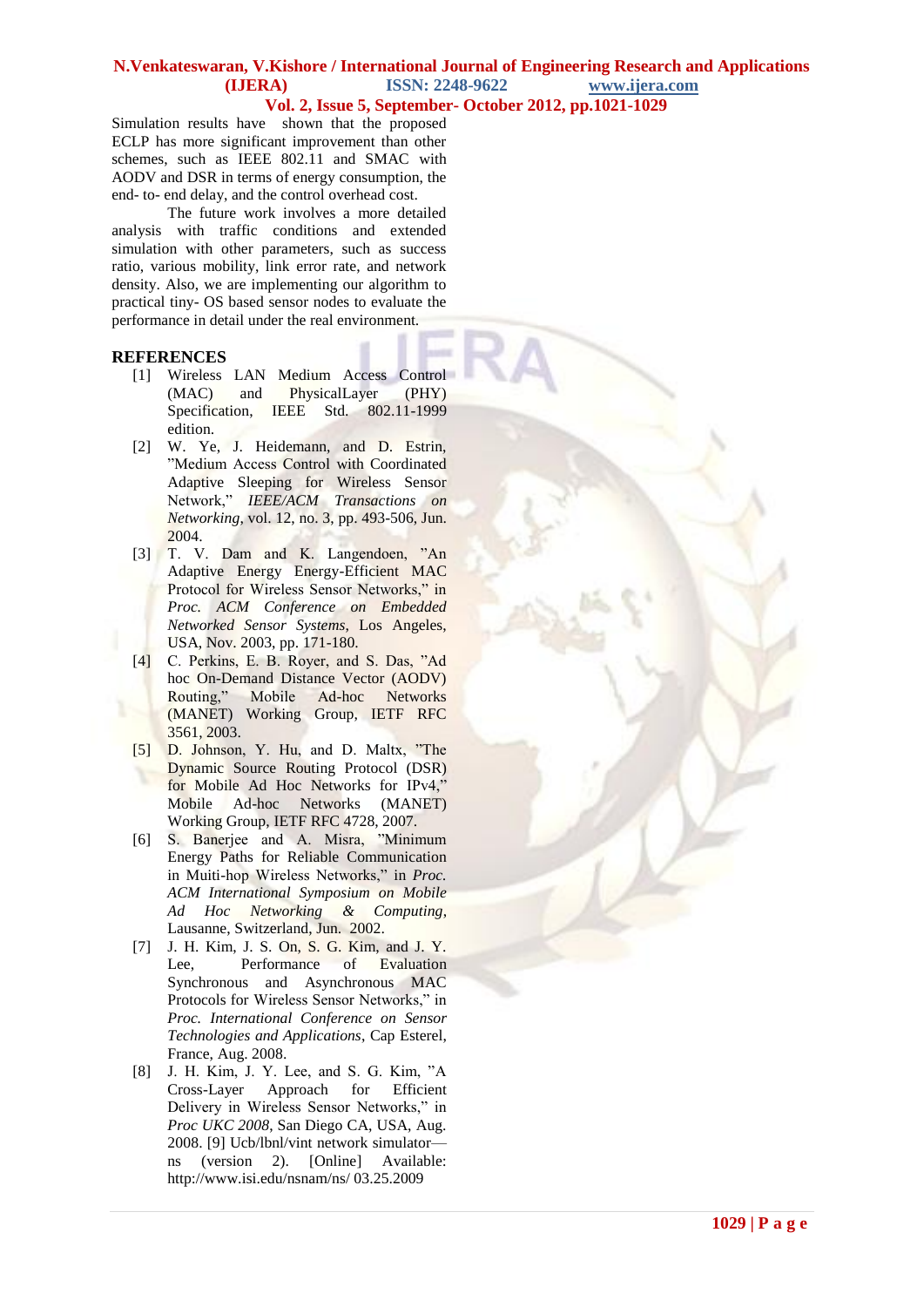Simulation results have shown that the proposed ECLP has more significant improvement than other schemes, such as IEEE 802.11 and SMAC with AODV and DSR in terms of energy consumption, the end- to- end delay, and the control overhead cost.

The future work involves a more detailed analysis with traffic conditions and extended simulation with other parameters, such as success ratio, various mobility, link error rate, and network density. Also, we are implementing our algorithm to practical tiny- OS based sensor nodes to evaluate the performance in detail under the real environment.

## REFERENCES

[1] Wireless LAN Medium Access Control (MAC) and PhysicalLayer (PHY) Specification, IEEE Std. 802.11-1999 edition.

[2] W. Ye, J. Heidemann, and D. Estrin, "Medium Access Control with Coordinated Adaptive Sleeping for Wireless Sensor Network," *IEEE/ACM Transactions on Networking*, vol. 12, no. 3, pp. 493-506, Jun. 2004.

[3] T. V. Dam and K. Langendoen, "An Adaptive Energy Energy-Efficient MAC Protocol for Wireless Sensor Networks," in *Proc. ACM Conference on Embedded Networked Sensor Systems*, Los Angeles, USA, Nov. 2003, pp. 171-180.

[4] C. Perkins, E. B. Royer, and S. Das, "Ad hoc On-Demand Distance Vector (AODV) Routing," Mobile Ad-hoc Networks (MANET) Working Group, IETF RFC 3561, 2003.

[5] D. Johnson, Y. Hu, and D. Maltx, "The Dynamic Source Routing Protocol (DSR) for Mobile Ad Hoc Networks for IPv4," Mobile Ad-hoc Networks (MANET) Working Group, IETF RFC 4728, 2007.

[6] S. Banerjee and A. Misra, "Minimum Energy Paths for Reliable Communication in Muiti-hop Wireless Networks," in *Proc. ACM International Symposium on Mobile Ad Hoc Networking & Computing*, Lausanne, Switzerland, Jun. 2002.

[7] J. H. Kim, J. S. On, S. G. Kim, and J. Y. Lee, Performance of Evaluation Synchronous and Asynchronous MAC Protocols for Wireless Sensor Networks," in *Proc. International Conference on Sensor Technologies and Applications*, Cap Esterel, France, Aug. 2008.

[8] J. H. Kim, J. Y. Lee, and S. G. Kim, "A Cross-Layer Approach for Efficient Delivery in Wireless Sensor Networks," in *Proc UKC 2008*, San Diego CA, USA, Aug. 2008. [9] Ucb/lbnl/vint network simulator—ns (version 2). [Online] Available: http://www.isi.edu/nsnam/ns/ 03.25.2009